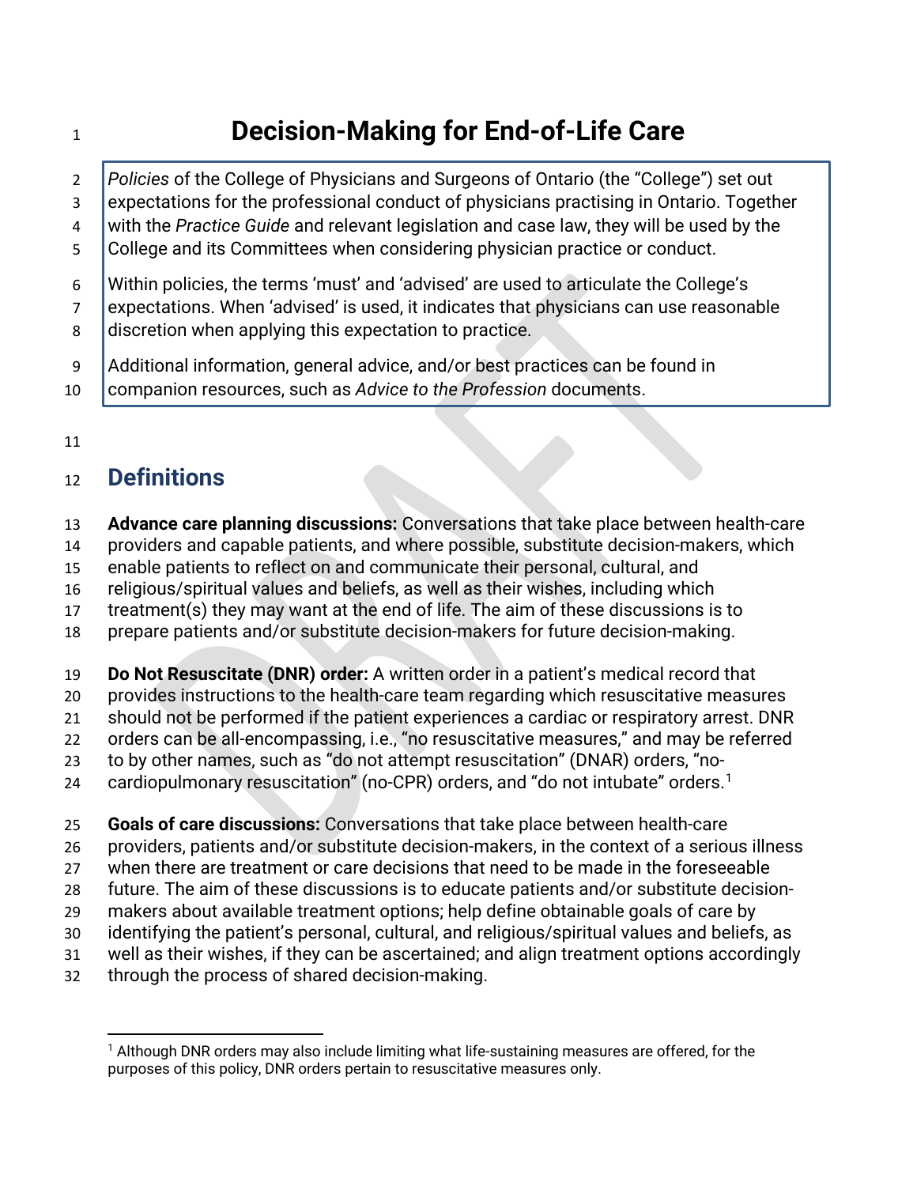# Decision-Making for End-of-Life Care

> *Policies* of the College of Physicians and Surgeons of Ontario (the "College") set out expectations for the professional conduct of physicians practising in Ontario. Together with the *Practice Guide* and relevant legislation and case law, they will be used by the College and its Committees when considering physician practice or conduct.
>
> Within policies, the terms 'must' and 'advised' are used to articulate the College's expectations. When 'advised' is used, it indicates that physicians can use reasonable discretion when applying this expectation to practice.
>
> Additional information, general advice, and/or best practices can be found in companion resources, such as *Advice to the Profession* documents.

## Definitions

**Advance care planning discussions:** Conversations that take place between health-care providers and capable patients, and where possible, substitute decision-makers, which enable patients to reflect on and communicate their personal, cultural, and religious/spiritual values and beliefs, as well as their wishes, including which treatment(s) they may want at the end of life. The aim of these discussions is to prepare patients and/or substitute decision-makers for future decision-making.

**Do Not Resuscitate (DNR) order:** A written order in a patient's medical record that provides instructions to the health-care team regarding which resuscitative measures should not be performed if the patient experiences a cardiac or respiratory arrest. DNR orders can be all-encompassing, i.e., "no resuscitative measures," and may be referred to by other names, such as "do not attempt resuscitation" (DNAR) orders, "no-cardiopulmonary resuscitation" (no-CPR) orders, and "do not intubate" orders.[1]

**Goals of care discussions:** Conversations that take place between health-care providers, patients and/or substitute decision-makers, in the context of a serious illness when there are treatment or care decisions that need to be made in the foreseeable future. The aim of these discussions is to educate patients and/or substitute decision-makers about available treatment options; help define obtainable goals of care by identifying the patient's personal, cultural, and religious/spiritual values and beliefs, as well as their wishes, if they can be ascertained; and align treatment options accordingly through the process of shared decision-making.

---

[1] Although DNR orders may also include limiting what life-sustaining measures are offered, for the purposes of this policy, DNR orders pertain to resuscitative measures only.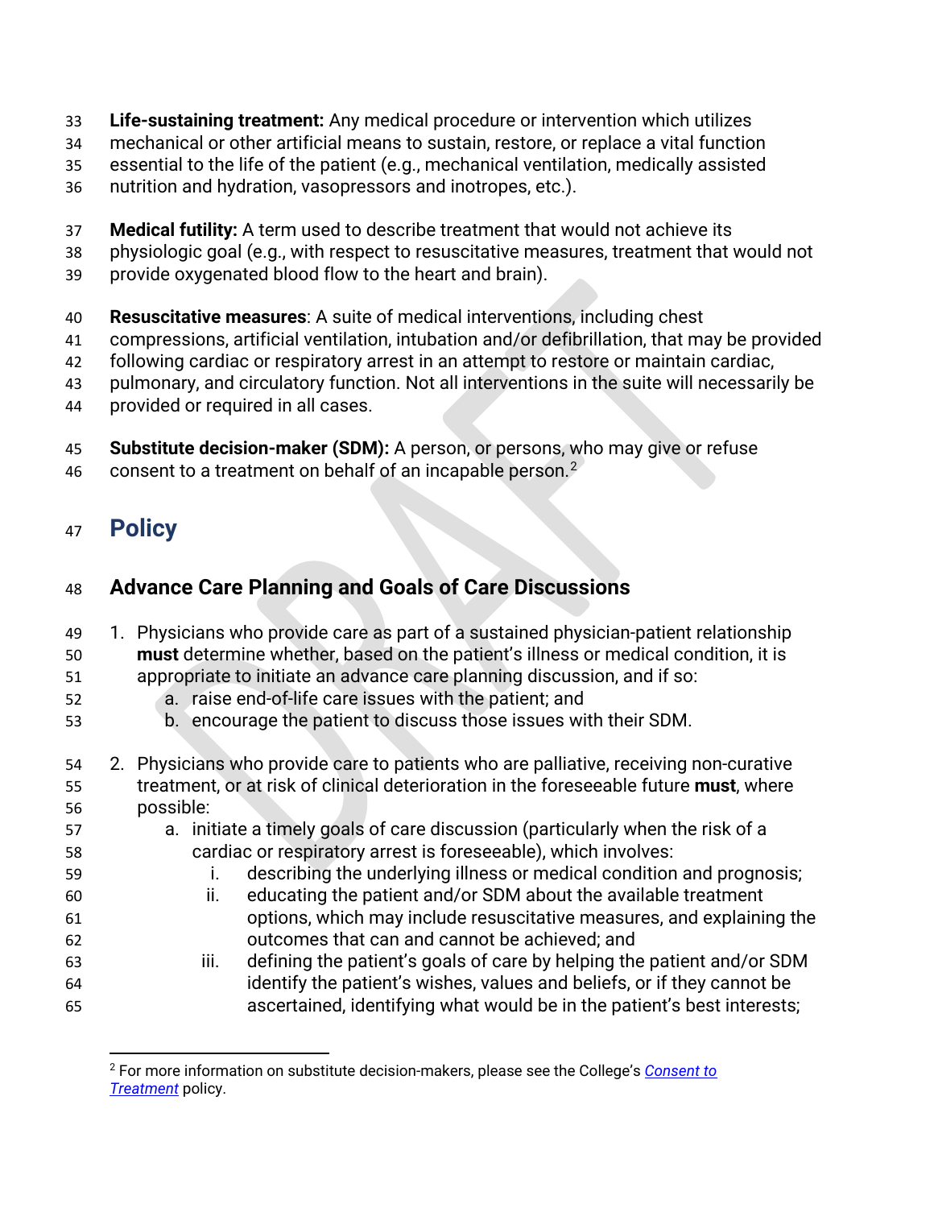**Life-sustaining treatment:** Any medical procedure or intervention which utilizes mechanical or other artificial means to sustain, restore, or replace a vital function essential to the life of the patient (e.g., mechanical ventilation, medically assisted nutrition and hydration, vasopressors and inotropes, etc.).

**Medical futility:** A term used to describe treatment that would not achieve its physiologic goal (e.g., with respect to resuscitative measures, treatment that would not provide oxygenated blood flow to the heart and brain).

**Resuscitative measures**: A suite of medical interventions, including chest compressions, artificial ventilation, intubation and/or defibrillation, that may be provided following cardiac or respiratory arrest in an attempt to restore or maintain cardiac, pulmonary, and circulatory function. Not all interventions in the suite will necessarily be provided or required in all cases.

**Substitute decision-maker (SDM):** A person, or persons, who may give or refuse consent to a treatment on behalf of an incapable person.[2]

# Policy

## Advance Care Planning and Goals of Care Discussions

1. Physicians who provide care as part of a sustained physician-patient relationship **must** determine whether, based on the patient's illness or medical condition, it is appropriate to initiate an advance care planning discussion, and if so:
   a. raise end-of-life care issues with the patient; and
   b. encourage the patient to discuss those issues with their SDM.

2. Physicians who provide care to patients who are palliative, receiving non-curative treatment, or at risk of clinical deterioration in the foreseeable future **must**, where possible:
   a. initiate a timely goals of care discussion (particularly when the risk of a cardiac or respiratory arrest is foreseeable), which involves:
      i. describing the underlying illness or medical condition and prognosis;
      ii. educating the patient and/or SDM about the available treatment options, which may include resuscitative measures, and explaining the outcomes that can and cannot be achieved; and
      iii. defining the patient's goals of care by helping the patient and/or SDM identify the patient's wishes, values and beliefs, or if they cannot be ascertained, identifying what would be in the patient's best interests;

---

[2] For more information on substitute decision-makers, please see the College's *Consent to Treatment* policy.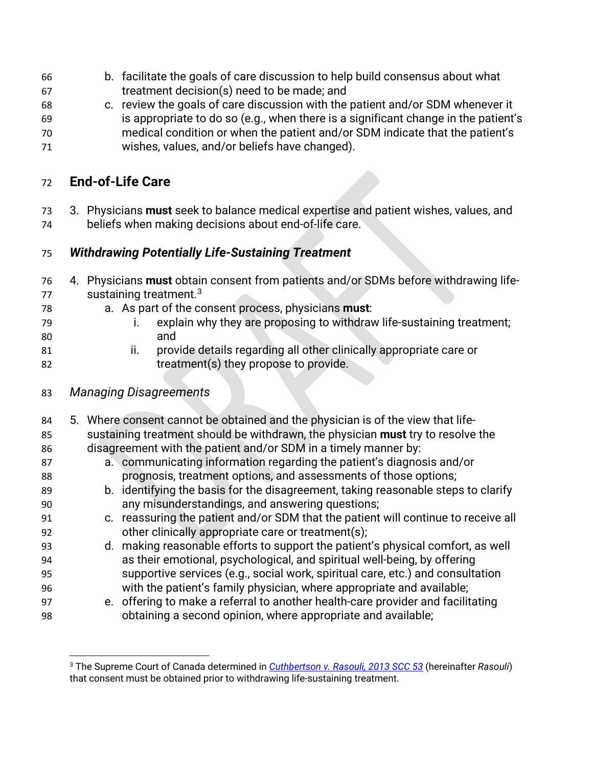b. facilitate the goals of care discussion to help build consensus about what treatment decision(s) need to be made; and
c. review the goals of care discussion with the patient and/or SDM whenever it is appropriate to do so (e.g., when there is a significant change in the patient's medical condition or when the patient and/or SDM indicate that the patient's wishes, values, and/or beliefs have changed).

## End-of-Life Care

3. Physicians **must** seek to balance medical expertise and patient wishes, values, and beliefs when making decisions about end-of-life care.

### *Withdrawing Potentially Life-Sustaining Treatment*

4. Physicians **must** obtain consent from patients and/or SDMs before withdrawing life-sustaining treatment.[3]
   a. As part of the consent process, physicians **must**:
      i. explain why they are proposing to withdraw life-sustaining treatment; and
      ii. provide details regarding all other clinically appropriate care or treatment(s) they propose to provide.

#### *Managing Disagreements*

5. Where consent cannot be obtained and the physician is of the view that life-sustaining treatment should be withdrawn, the physician **must** try to resolve the disagreement with the patient and/or SDM in a timely manner by:
   a. communicating information regarding the patient's diagnosis and/or prognosis, treatment options, and assessments of those options;
   b. identifying the basis for the disagreement, taking reasonable steps to clarify any misunderstandings, and answering questions;
   c. reassuring the patient and/or SDM that the patient will continue to receive all other clinically appropriate care or treatment(s);
   d. making reasonable efforts to support the patient's physical comfort, as well as their emotional, psychological, and spiritual well-being, by offering supportive services (e.g., social work, spiritual care, etc.) and consultation with the patient's family physician, where appropriate and available;
   e. offering to make a referral to another health-care provider and facilitating obtaining a second opinion, where appropriate and available;

---

[3] The Supreme Court of Canada determined in *Cuthbertson v. Rasouli, 2013 SCC 53* (hereinafter *Rasouli*) that consent must be obtained prior to withdrawing life-sustaining treatment.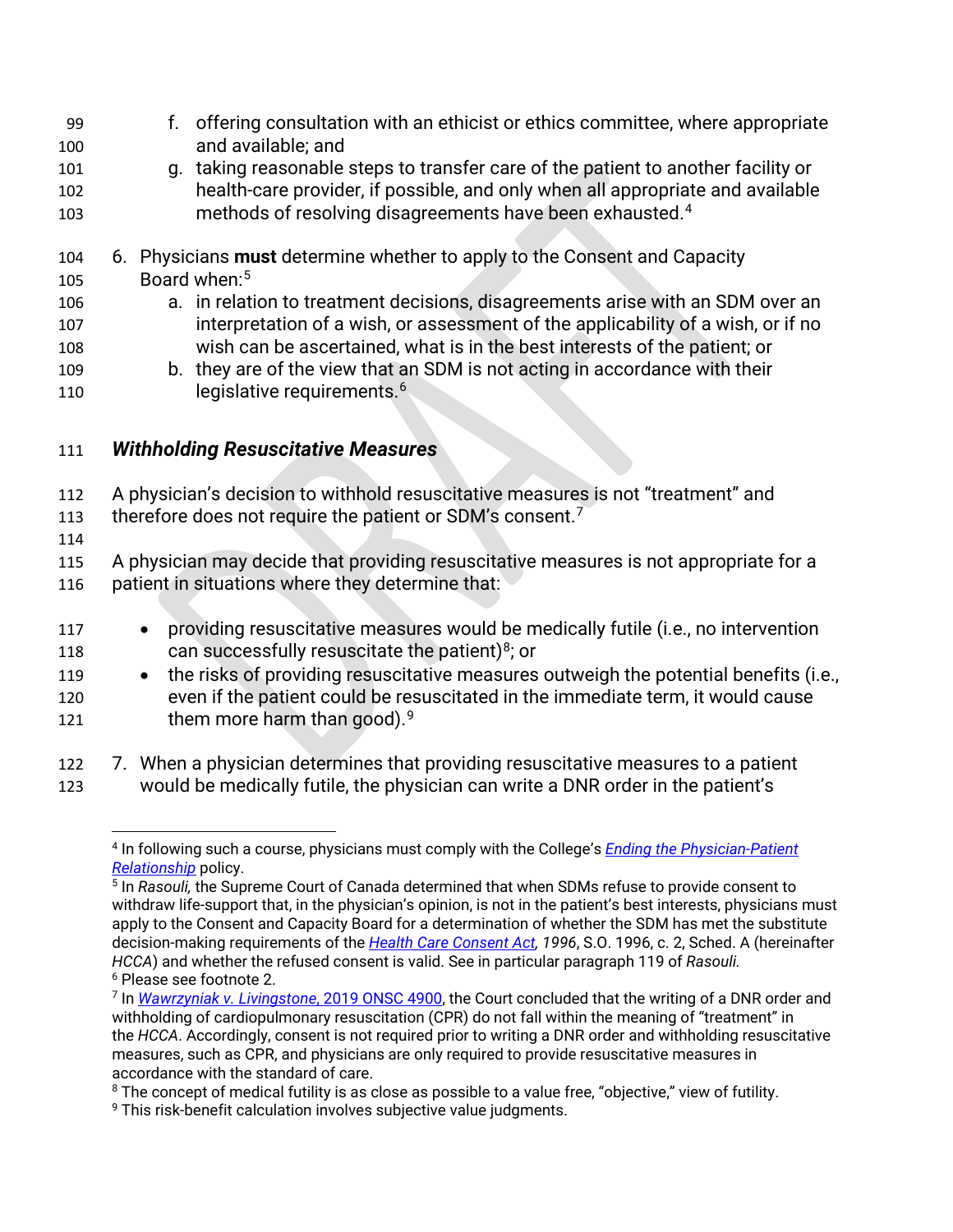f. offering consultation with an ethicist or ethics committee, where appropriate and available; and
g. taking reasonable steps to transfer care of the patient to another facility or health-care provider, if possible, and only when all appropriate and available methods of resolving disagreements have been exhausted.[4]

6. Physicians **must** determine whether to apply to the Consent and Capacity Board when:[5]
   a. in relation to treatment decisions, disagreements arise with an SDM over an interpretation of a wish, or assessment of the applicability of a wish, or if no wish can be ascertained, what is in the best interests of the patient; or
   b. they are of the view that an SDM is not acting in accordance with their legislative requirements.[6]

### *Withholding Resuscitative Measures*

A physician's decision to withhold resuscitative measures is not "treatment" and therefore does not require the patient or SDM's consent.[7]

A physician may decide that providing resuscitative measures is not appropriate for a patient in situations where they determine that:

- providing resuscitative measures would be medically futile (i.e., no intervention can successfully resuscitate the patient)[8]; or
- the risks of providing resuscitative measures outweigh the potential benefits (i.e., even if the patient could be resuscitated in the immediate term, it would cause them more harm than good).[9]

7. When a physician determines that providing resuscitative measures to a patient would be medically futile, the physician can write a DNR order in the patient's

---

[4] In following such a course, physicians must comply with the College's *Ending the Physician-Patient Relationship* policy.

[5] In *Rasouli,* the Supreme Court of Canada determined that when SDMs refuse to provide consent to withdraw life-support that, in the physician's opinion, is not in the patient's best interests, physicians must apply to the Consent and Capacity Board for a determination of whether the SDM has met the substitute decision-making requirements of the *Health Care Consent Act, 1996*, S.O. 1996, c. 2, Sched. A (hereinafter *HCCA*) and whether the refused consent is valid. See in particular paragraph 119 of *Rasouli.*

[6] Please see footnote 2.

[7] In *Wawrzyniak v. Livingstone*, 2019 ONSC 4900, the Court concluded that the writing of a DNR order and withholding of cardiopulmonary resuscitation (CPR) do not fall within the meaning of "treatment" in the *HCCA*. Accordingly, consent is not required prior to writing a DNR order and withholding resuscitative measures, such as CPR, and physicians are only required to provide resuscitative measures in accordance with the standard of care.

[8] The concept of medical futility is as close as possible to a value free, "objective," view of futility.

[9] This risk-benefit calculation involves subjective value judgments.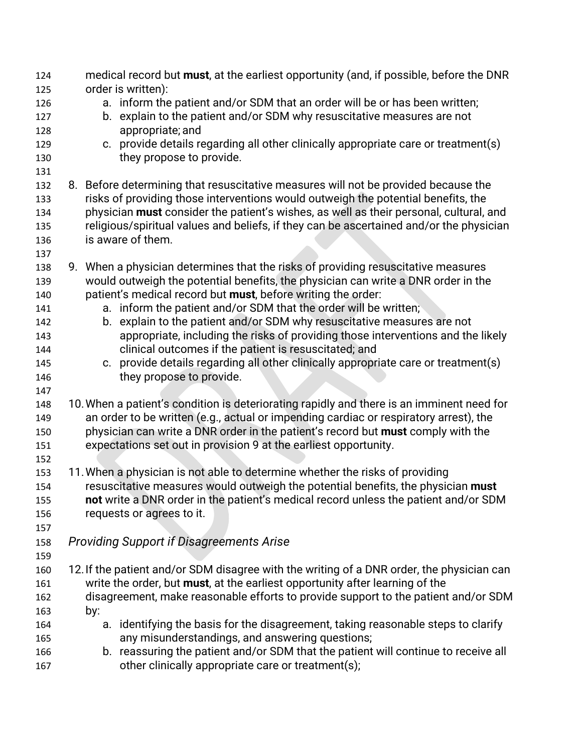medical record but **must**, at the earliest opportunity (and, if possible, before the DNR order is written):

   a. inform the patient and/or SDM that an order will be or has been written;
   b. explain to the patient and/or SDM why resuscitative measures are not appropriate; and
   c. provide details regarding all other clinically appropriate care or treatment(s) they propose to provide.

8. Before determining that resuscitative measures will not be provided because the risks of providing those interventions would outweigh the potential benefits, the physician **must** consider the patient's wishes, as well as their personal, cultural, and religious/spiritual values and beliefs, if they can be ascertained and/or the physician is aware of them.

9. When a physician determines that the risks of providing resuscitative measures would outweigh the potential benefits, the physician can write a DNR order in the patient's medical record but **must**, before writing the order:
   a. inform the patient and/or SDM that the order will be written;
   b. explain to the patient and/or SDM why resuscitative measures are not appropriate, including the risks of providing those interventions and the likely clinical outcomes if the patient is resuscitated; and
   c. provide details regarding all other clinically appropriate care or treatment(s) they propose to provide.

10. When a patient's condition is deteriorating rapidly and there is an imminent need for an order to be written (e.g., actual or impending cardiac or respiratory arrest), the physician can write a DNR order in the patient's record but **must** comply with the expectations set out in provision 9 at the earliest opportunity.

11. When a physician is not able to determine whether the risks of providing resuscitative measures would outweigh the potential benefits, the physician **must not** write a DNR order in the patient's medical record unless the patient and/or SDM requests or agrees to it.

*Providing Support if Disagreements Arise*

12. If the patient and/or SDM disagree with the writing of a DNR order, the physician can write the order, but **must**, at the earliest opportunity after learning of the disagreement, make reasonable efforts to provide support to the patient and/or SDM by:
    a. identifying the basis for the disagreement, taking reasonable steps to clarify any misunderstandings, and answering questions;
    b. reassuring the patient and/or SDM that the patient will continue to receive all other clinically appropriate care or treatment(s);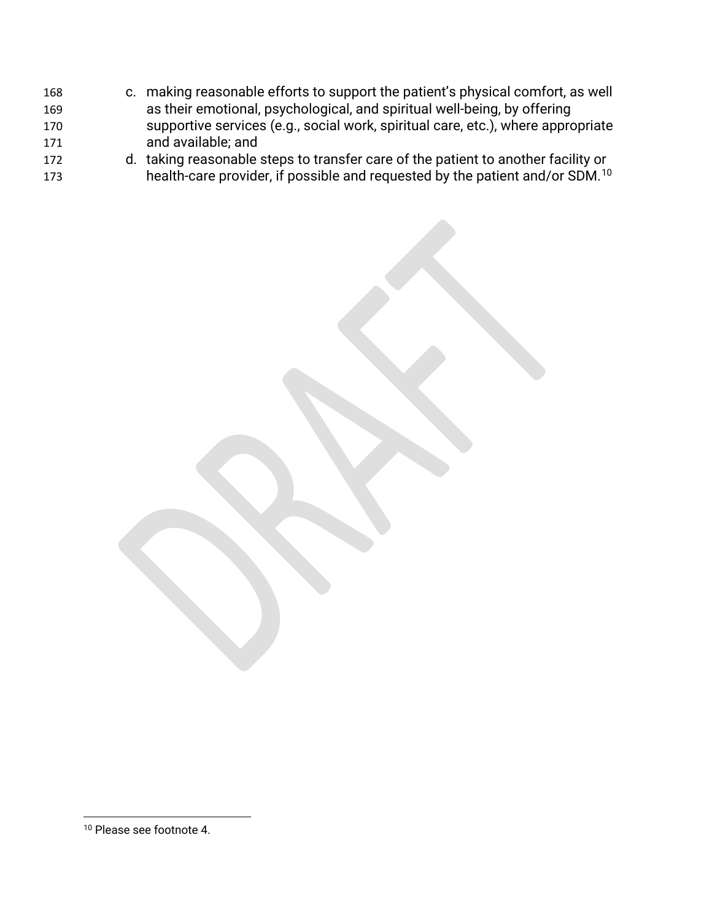c. making reasonable efforts to support the patient's physical comfort, as well as their emotional, psychological, and spiritual well-being, by offering supportive services (e.g., social work, spiritual care, etc.), where appropriate and available; and
d. taking reasonable steps to transfer care of the patient to another facility or health-care provider, if possible and requested by the patient and/or SDM.[10]

[10] Please see footnote 4.